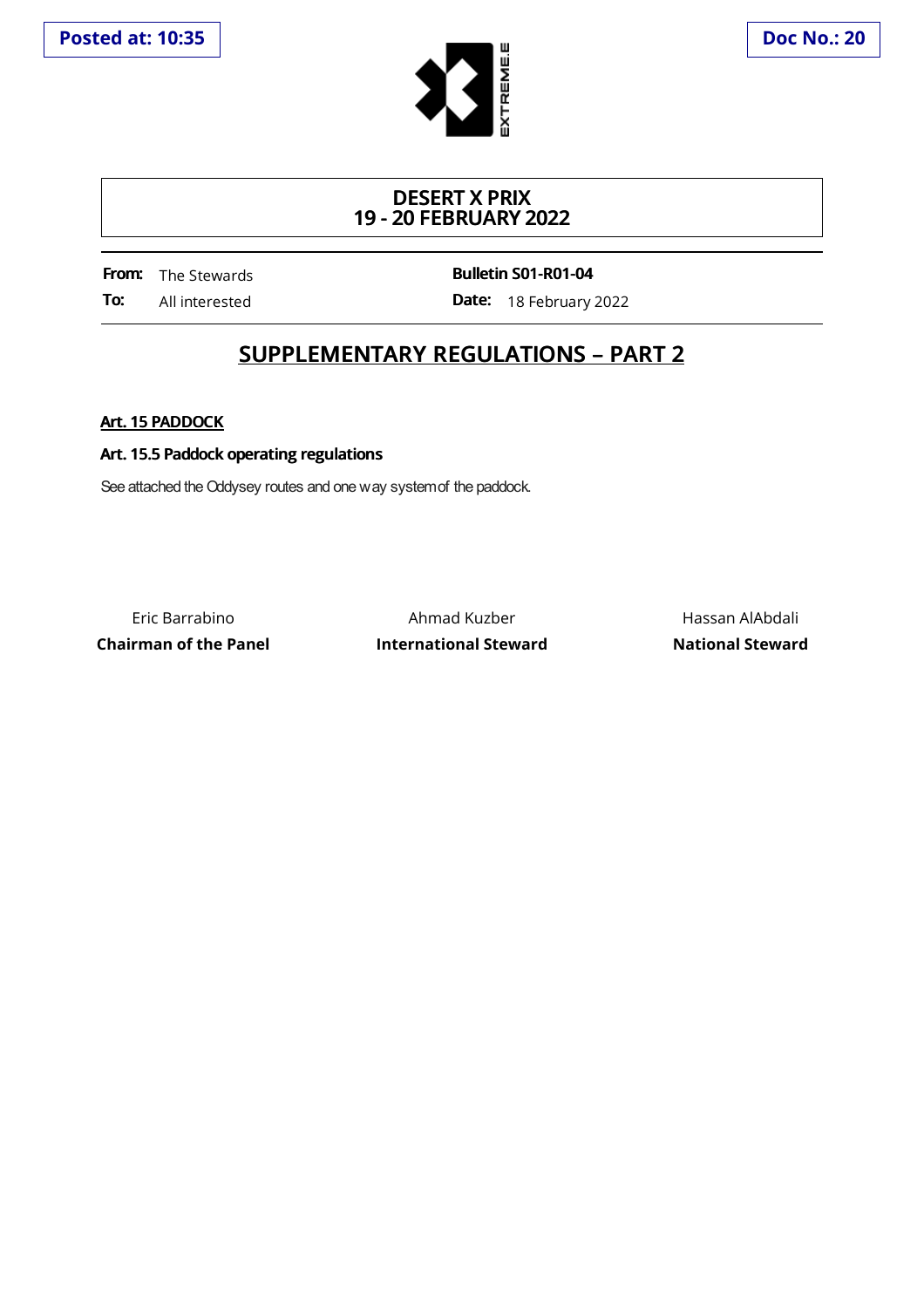**Posted at: 10:35**

**Doc No.: 20**

# DESERT X PRIX
# 19 - 20 FEBRUARY 2022

| | | | |
|---|---|---|---|
| **From:** | The Stewards | **Bulletin S01-R01-04** | |
| **To:** | All interested | **Date:** | 18 February 2022 |

## SUPPLEMENTARY REGULATIONS – PART 2

### Art. 15 PADDOCK

**Art. 15.5 Paddock operating regulations**

See attached the Oddysey routes and one way system of the paddock.

| Eric Barrabino | Ahmad Kuzber | Hassan AlAbdali |
|---|---|---|
| **Chairman of the Panel** | **International Steward** | **National Steward** |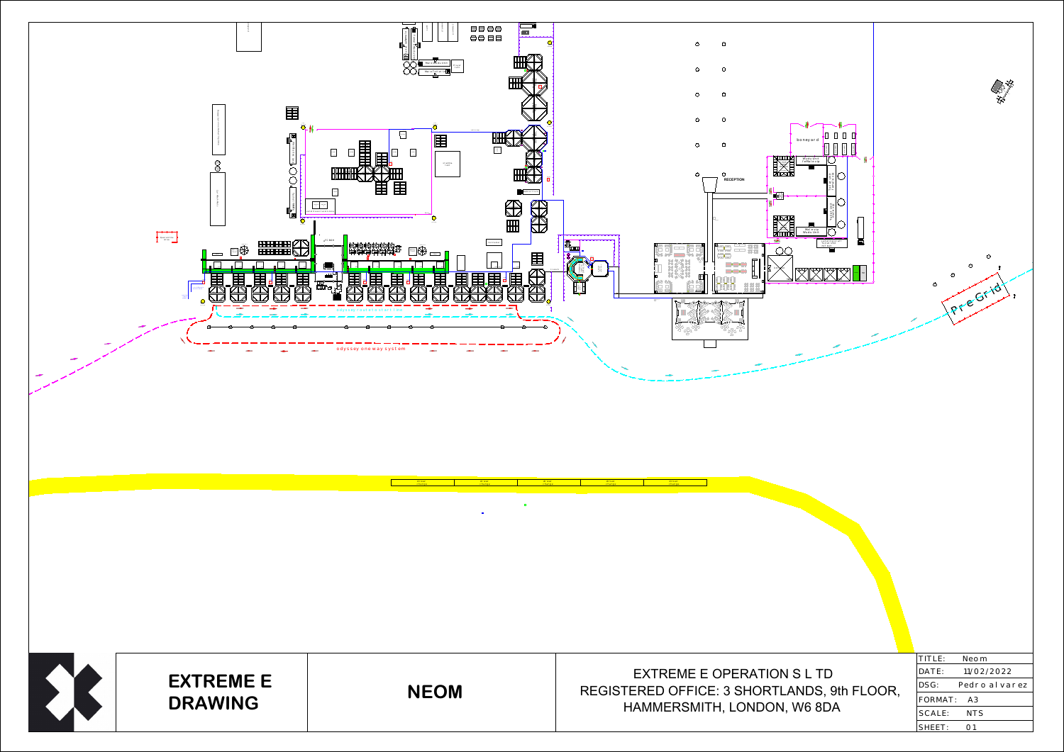**EXTREME E DRAWING**

**NEOM**

EXTREME E OPERATION S LTD
REGISTERED OFFICE: 3 SHORTLANDS, 9th FLOOR, HAMMERSMITH, LONDON, W6 8DA

| | |
|---|---|
| TITLE: | Neom |
| DATE: | 11/02/2022 |
| DSG: | Pedro alvarez |
| FORMAT: | A3 |
| SCALE: | NTS |
| SHEET: | 01 |

boneyard

RECEPTION

odyssey one way system

Pre Grid